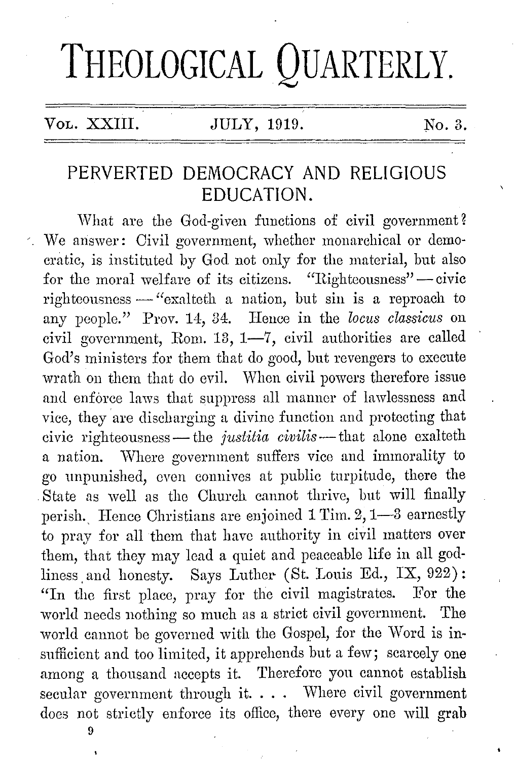# THEOLOGICAL QUARTERLY.

VOL. XXIII. JULY, 1919. No. 3.

## PERVERTED DEMOCRACY AND RELIGIOUS EDUCATION.

What are the God-given functions of civil government? We answer: Civil government, whether monarchical or democratic, is instituted by God not only for the material, but also for the moral welfare of its citizens. "Righteousness" — civic righteousness — "exalteth a nation, but sin is a reproach to any people." Prov. 14, 34. Hence in the *locus classicus* on civil government, Rom. 13, 1—7, civil authorities are called God's ministers for them that do good, but revengers to execute wrath on them that do evil. When civil powers therefore issue and enforce laws that suppress all manner of lawlessness and vice, they are discharging a divine function and protecting that civic righteousness — the *justitia civilis* — that alone exalteth a nation. Where government suffers vice and immorality to go unpunished, even connives at public turpitude, there the State as well as the Church cannot thrive, but will finally perish. Hence Christians are enjoined 1 Tim. 2, 1—3 earnestly to pray for all them that have authority in civil matters over them, that they may lead a quiet and peaceable life in all godliness and honesty. Says Luther (St. Louis Ed., IX, 922): "In the first place, pray for the civil magistrates. For the world needs nothing so much as a strict civil government. The world cannot be governed with the Gospel, for the Word is insufficient and too limited, it apprehends but a few; scarcely one among a thousand accepts it. Therefore you cannot establish secular government through it. . . . Where civil government does not strictly enforce its office, there every one will grab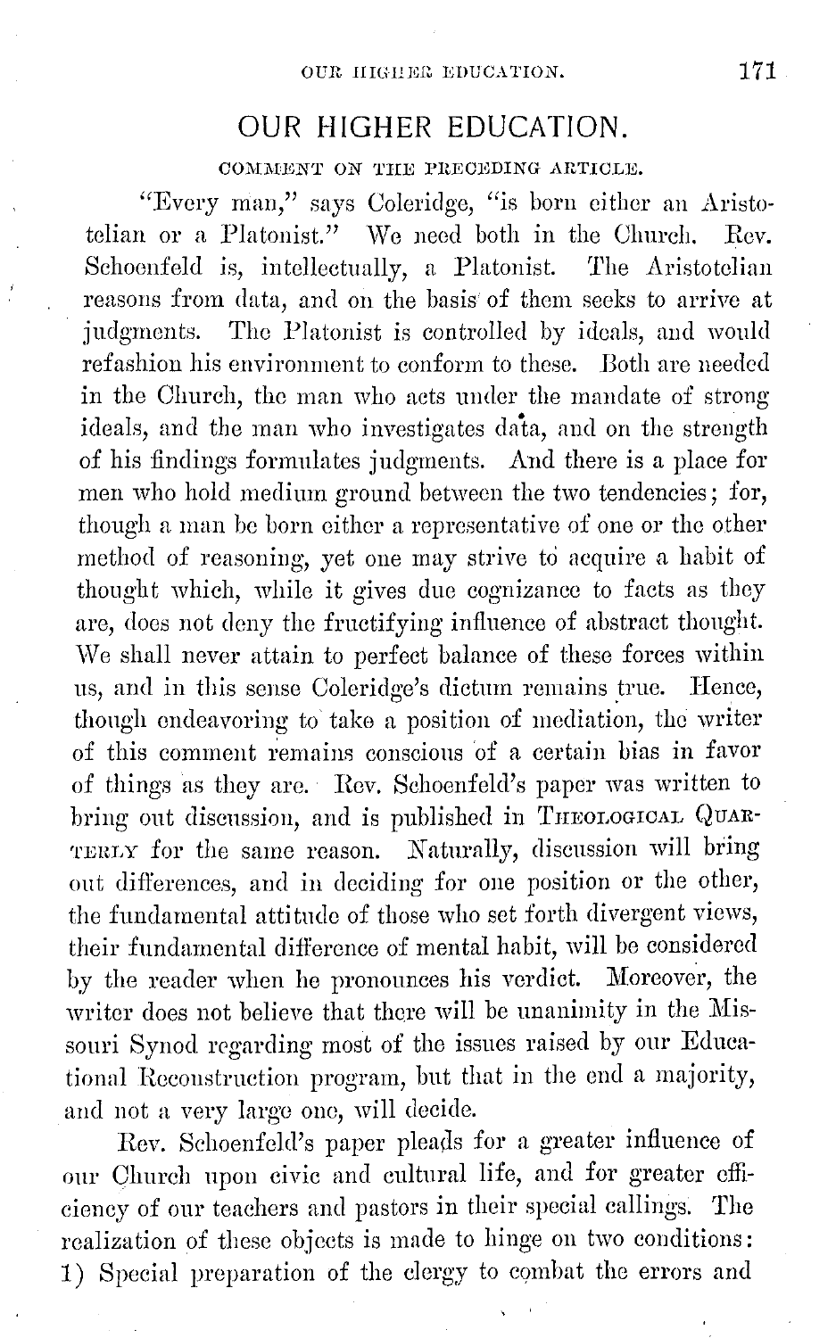# OUR HIGHER EDUCATION.

COMMENT ON THE PRECEDING ARTICLE.

"Every man," says Coleridge, "is born either an Aristotelian or a Platonist." We need both in the Church. Rev. Schoenfeld is, intellectually, a Platonist. The Aristotelian reasons from data, and on the basis of them seeks to arrive at judgments. The Platonist is controlled by ideals, and would refashion his environment to conform to these. Both are needed in the Church, the man who acts under the mandate of strong ideals, and the man who investigates data, and on the strength of his findings formulates judgments. And there is a place for men who hold medium ground between the two tendencies; for, though a man be born either a representative of one or the other method of reasoning, yet one may strive to acquire a habit of thought which, while it gives due cognizance to facts as they are, does not deny the fructifying influence of abstract thought. We shall never attain to perfect balance of these forces within us, and in this sense Coleridge's dictum remains true. Hence, though endeavoring to take a position of mediation, the writer of this comment remains conscious of a certain bias in favor of things as they are. Rev. Schoenfeld's paper was written to bring out discussion, and is published in THEOLOGICAL QUARTERLY for the same reason. Naturally, discussion will bring out differences, and in deciding for one position or the other, the fundamental attitude of those who set forth divergent views, their fundamental difference of mental habit, will be considered by the reader when he pronounces his verdict. Moreover, the writer does not believe that there will be unanimity in the Missouri Synod regarding most of the issues raised by our Educational Reconstruction program, but that in the end a majority, and not a very large one, will decide.

Rev. Schoenfeld's paper pleads for a greater influence of our Church upon civic and cultural life, and for greater efficiency of our teachers and pastors in their special callings. The realization of these objects is made to hinge on two conditions: 1) Special preparation of the clergy to combat the errors and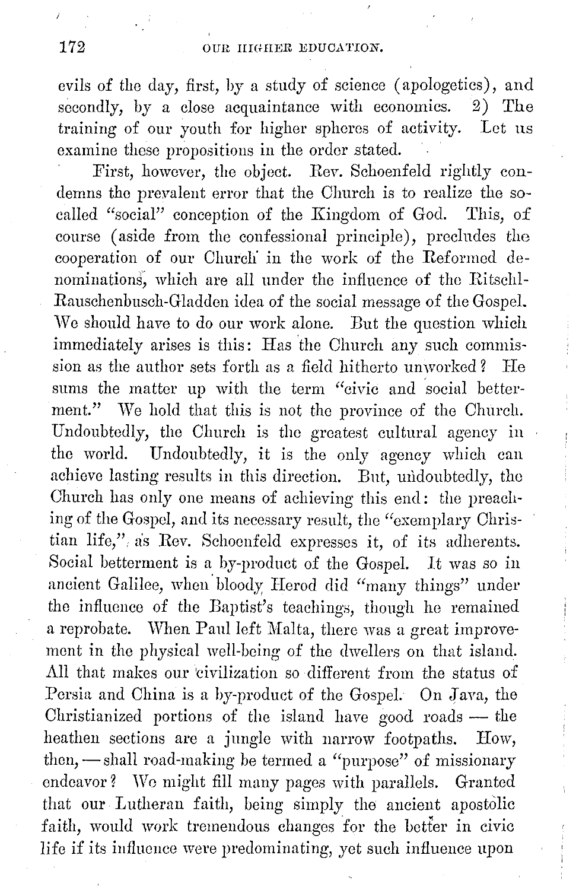evils of the day, first, by a study of science (apologetics), and secondly, by a close acquaintance with economics. 2) The training of our youth for higher spheres of activity. Let us examine these propositions in the order stated.

First, however, the object. Rev. Schoenfeld rightly condemns the prevalent error that the Church is to realize the so-called "social" conception of the Kingdom of God. This, of course (aside from the confessional principle), precludes the cooperation of our Church in the work of the Reformed denominations, which are all under the influence of the Ritschl-Rauschenbusch-Gladden idea of the social message of the Gospel. We should have to do our work alone. But the question which immediately arises is this: Has the Church any such commission as the author sets forth as a field hitherto unworked? He sums the matter up with the term "civic and social betterment." We hold that this is not the province of the Church. Undoubtedly, the Church is the greatest cultural agency in the world. Undoubtedly, it is the only agency which can achieve lasting results in this direction. But, undoubtedly, the Church has only one means of achieving this end: the preaching of the Gospel, and its necessary result, the "exemplary Christian life," as Rev. Schoenfeld expresses it, of its adherents. Social betterment is a by-product of the Gospel. It was so in ancient Galilee, when bloody Herod did "many things" under the influence of the Baptist's teachings, though he remained a reprobate. When Paul left Malta, there was a great improvement in the physical well-being of the dwellers on that island. All that makes our civilization so different from the status of Persia and China is a by-product of the Gospel. On Java, the Christianized portions of the island have good roads — the heathen sections are a jungle with narrow footpaths. How, then, — shall road-making be termed a "purpose" of missionary endeavor? We might fill many pages with parallels. Granted that our Lutheran faith, being simply the ancient apostolic faith, would work tremendous changes for the better in civic life if its influence were predominating, yet such influence upon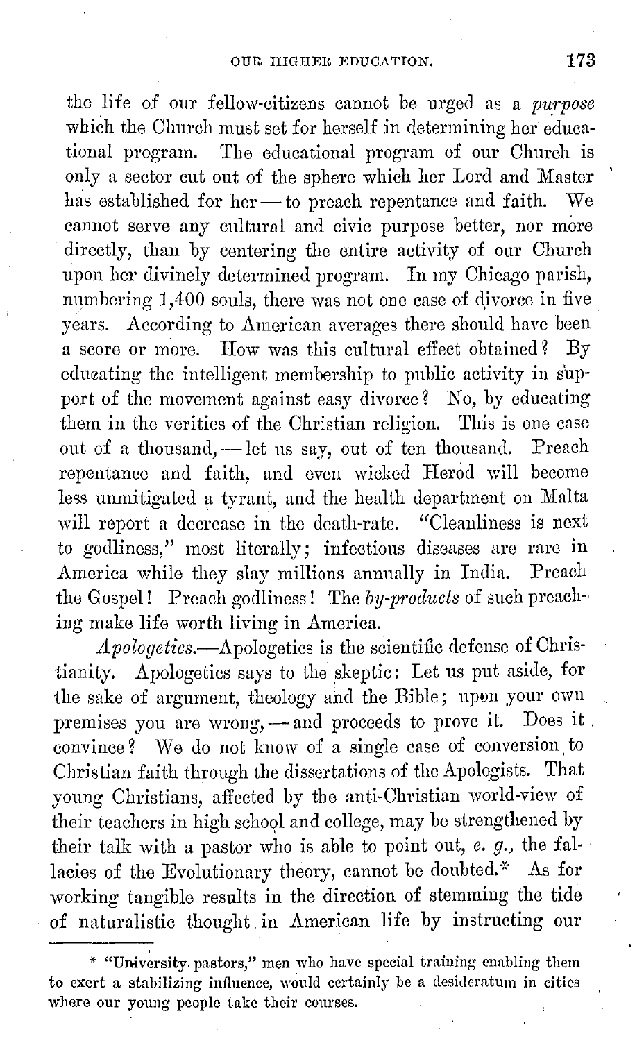the life of our fellow-citizens cannot be urged as a *purpose* which the Church must set for herself in determining her educational program. The educational program of our Church is only a sector cut out of the sphere which her Lord and Master has established for her — to preach repentance and faith. We cannot serve any cultural and civic purpose better, nor more directly, than by centering the entire activity of our Church upon her divinely determined program. In my Chicago parish, numbering 1,400 souls, there was not one case of divorce in five years. According to American averages there should have been a score or more. How was this cultural effect obtained? By educating the intelligent membership to public activity in support of the movement against easy divorce? No, by educating them in the verities of the Christian religion. This is one case out of a thousand, — let us say, out of ten thousand. Preach repentance and faith, and even wicked Herod will become less unmitigated a tyrant, and the health department on Malta will report a decrease in the death-rate. "Cleanliness is next to godliness," most literally; infectious diseases are rare in America while they slay millions annually in India. Preach the Gospel! Preach godliness! The *by-products* of such preaching make life worth living in America.

*Apologetics.*—Apologetics is the scientific defense of Christianity. Apologetics says to the skeptic: Let us put aside, for the sake of argument, theology and the Bible; upon your own premises you are wrong, — and proceeds to prove it. Does it convince? We do not know of a single case of conversion to Christian faith through the dissertations of the Apologists. That young Christians, affected by the anti-Christian world-view of their teachers in high school and college, may be strengthened by their talk with a pastor who is able to point out, *e. g.*, the fallacies of the Evolutionary theory, cannot be doubted.* As for working tangible results in the direction of stemming the tide of naturalistic thought in American life by instructing our

---

* "University pastors," men who have special training enabling them to exert a stabilizing influence, would certainly be a desideratum in cities where our young people take their courses.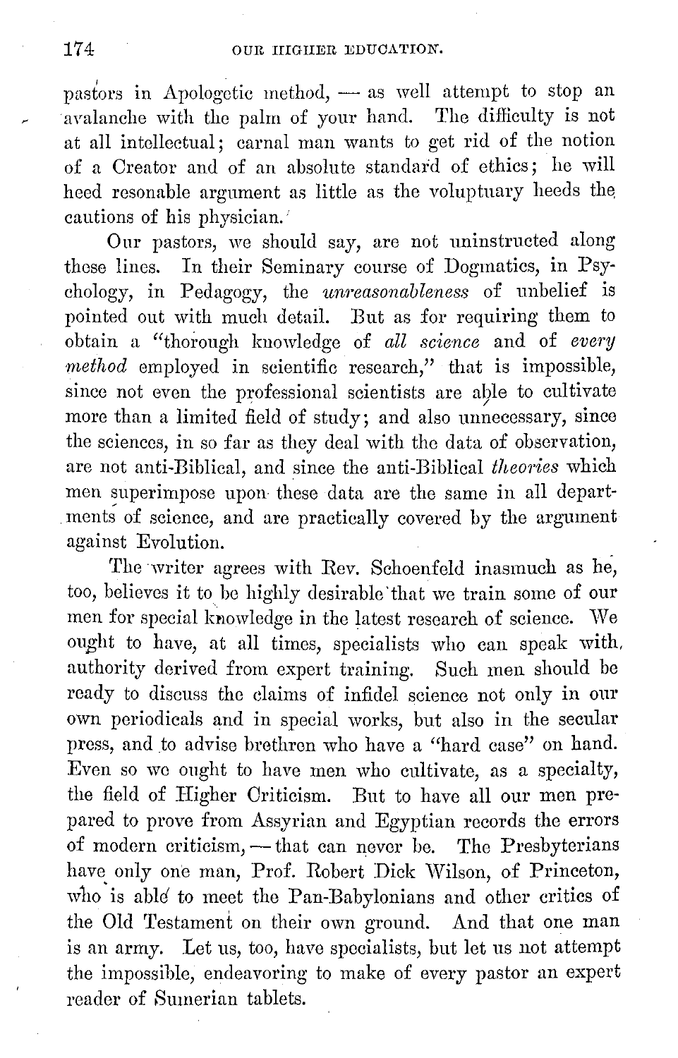pastors in Apologetic method, — as well attempt to stop an avalanche with the palm of your hand. The difficulty is not at all intellectual; carnal man wants to get rid of the notion of a Creator and of an absolute standard of ethics; he will heed resonable argument as little as the voluptuary heeds the cautions of his physician.

Our pastors, we should say, are not uninstructed along these lines. In their Seminary course of Dogmatics, in Psychology, in Pedagogy, the *unreasonableness* of unbelief is pointed out with much detail. But as for requiring them to obtain a "thorough knowledge of *all science* and of *every method* employed in scientific research," that is impossible, since not even the professional scientists are able to cultivate more than a limited field of study; and also unnecessary, since the sciences, in so far as they deal with the data of observation, are not anti-Biblical, and since the anti-Biblical *theories* which men superimpose upon these data are the same in all departments of science, and are practically covered by the argument against Evolution.

The writer agrees with Rev. Schoenfeld inasmuch as he, too, believes it to be highly desirable that we train some of our men for special knowledge in the latest research of science. We ought to have, at all times, specialists who can speak with authority derived from expert training. Such men should be ready to discuss the claims of infidel science not only in our own periodicals and in special works, but also in the secular press, and to advise brethren who have a "hard case" on hand. Even so we ought to have men who cultivate, as a specialty, the field of Higher Criticism. But to have all our men prepared to prove from Assyrian and Egyptian records the errors of modern criticism, — that can never be. The Presbyterians have only one man, Prof. Robert Dick Wilson, of Princeton, who is able to meet the Pan-Babylonians and other critics of the Old Testament on their own ground. And that one man is an army. Let us, too, have specialists, but let us not attempt the impossible, endeavoring to make of every pastor an expert reader of Sumerian tablets.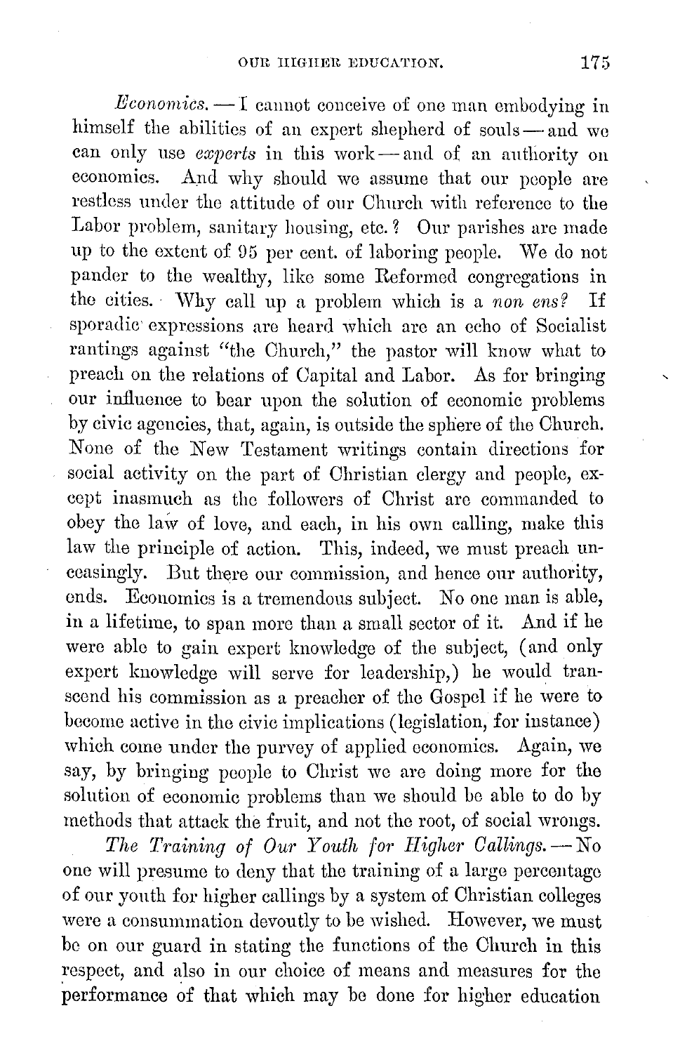*Economics.* — I cannot conceive of one man embodying in himself the abilities of an expert shepherd of souls — and we can only use *experts* in this work — and of an authority on economics. And why should we assume that our people are restless under the attitude of our Church with reference to the Labor problem, sanitary housing, etc.? Our parishes are made up to the extent of 95 per cent. of laboring people. We do not pander to the wealthy, like some Reformed congregations in the cities. Why call up a problem which is a *non ens?* If sporadic expressions are heard which are an echo of Socialist rantings against "the Church," the pastor will know what to preach on the relations of Capital and Labor. As for bringing our influence to bear upon the solution of economic problems by civic agencies, that, again, is outside the sphere of the Church. None of the New Testament writings contain directions for social activity on the part of Christian clergy and people, except inasmuch as the followers of Christ are commanded to obey the law of love, and each, in his own calling, make this law the principle of action. This, indeed, we must preach unceasingly. But there our commission, and hence our authority, ends. Economics is a tremendous subject. No one man is able, in a lifetime, to span more than a small sector of it. And if he were able to gain expert knowledge of the subject, (and only expert knowledge will serve for leadership,) he would transcend his commission as a preacher of the Gospel if he were to become active in the civic implications (legislation, for instance) which come under the purvey of applied economics. Again, we say, by bringing people to Christ we are doing more for the solution of economic problems than we should be able to do by methods that attack the fruit, and not the root, of social wrongs.

*The Training of Our Youth for Higher Callings.* — No one will presume to deny that the training of a large percentage of our youth for higher callings by a system of Christian colleges were a consummation devoutly to be wished. However, we must be on our guard in stating the functions of the Church in this respect, and also in our choice of means and measures for the performance of that which may be done for higher education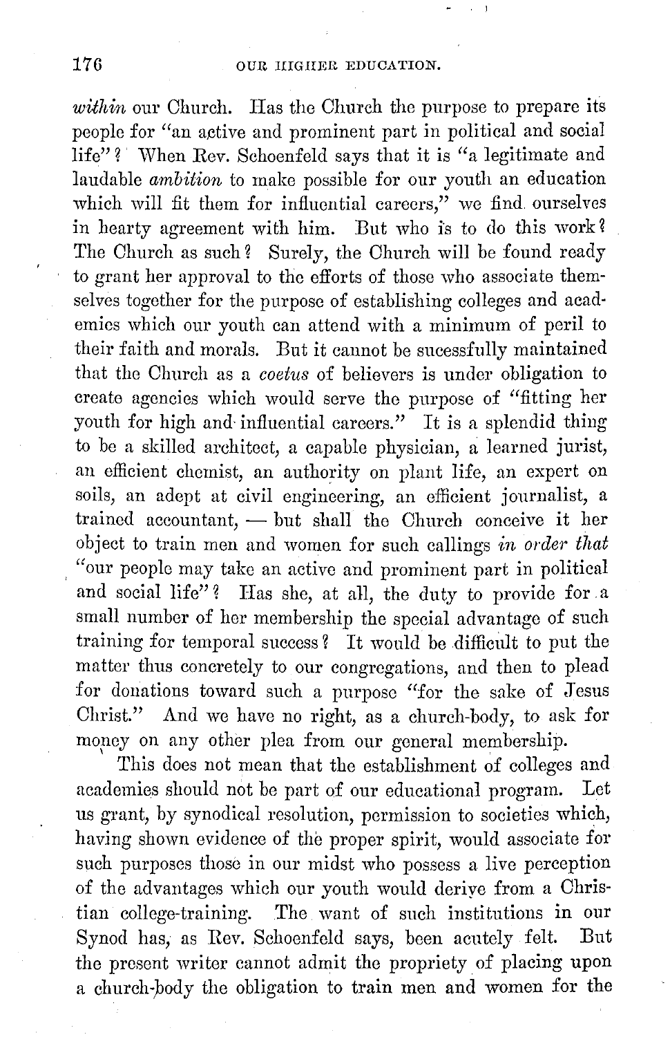*within* our Church. Has the Church the purpose to prepare its people for "an active and prominent part in political and social life"? When Rev. Schoenfeld says that it is "a legitimate and laudable *ambition* to make possible for our youth an education which will fit them for influential careers," we find ourselves in hearty agreement with him. But who is to do this work? The Church as such? Surely, the Church will be found ready to grant her approval to the efforts of those who associate themselves together for the purpose of establishing colleges and academies which our youth can attend with a minimum of peril to their faith and morals. But it cannot be sucessfully maintained that the Church as a *coetus* of believers is under obligation to create agencies which would serve the purpose of "fitting her youth for high and influential careers." It is a splendid thing to be a skilled architect, a capable physician, a learned jurist, an efficient chemist, an authority on plant life, an expert on soils, an adept at civil engineering, an efficient journalist, a trained accountant, — but shall the Church conceive it her object to train men and women for such callings *in order that* "our people may take an active and prominent part in political and social life"? Has she, at all, the duty to provide for a small number of her membership the special advantage of such training for temporal success? It would be difficult to put the matter thus concretely to our congregations, and then to plead for donations toward such a purpose "for the sake of Jesus Christ." And we have no right, as a church-body, to ask for money on any other plea from our general membership.

This does not mean that the establishment of colleges and academies should not be part of our educational program. Let us grant, by synodical resolution, permission to societies which, having shown evidence of the proper spirit, would associate for such purposes those in our midst who possess a live perception of the advantages which our youth would derive from a Christian college-training. The want of such institutions in our Synod has, as Rev. Schoenfeld says, been acutely felt. But the present writer cannot admit the propriety of placing upon a church-body the obligation to train men and women for the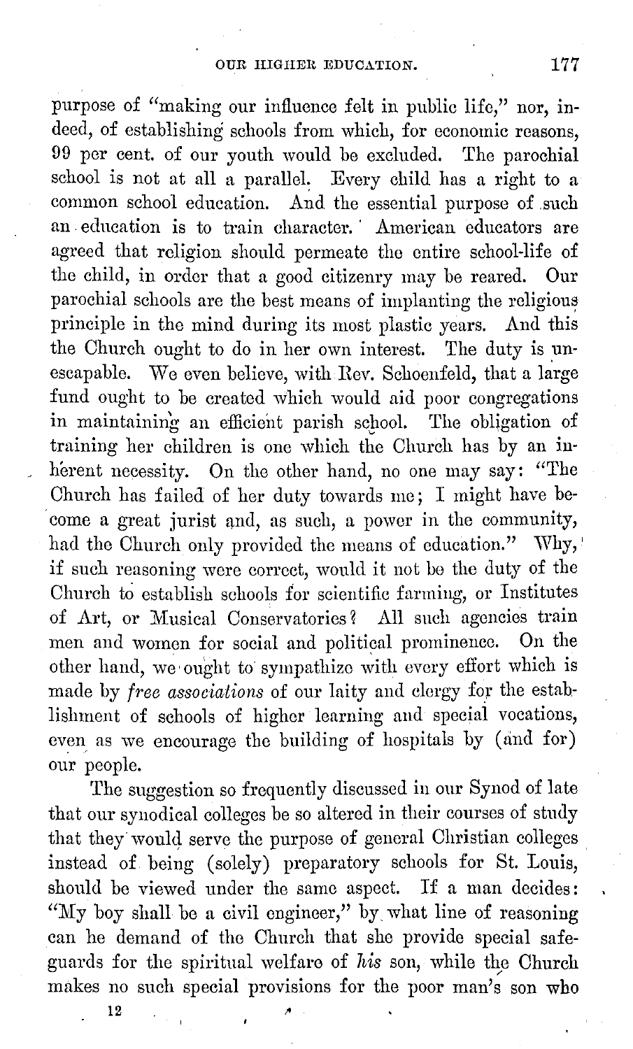purpose of "making our influence felt in public life," nor, indeed, of establishing schools from which, for economic reasons, 99 per cent. of our youth would be excluded. The parochial school is not at all a parallel. Every child has a right to a common school education. And the essential purpose of such an education is to train character. American educators are agreed that religion should permeate the entire school-life of the child, in order that a good citizenry may be reared. Our parochial schools are the best means of implanting the religious principle in the mind during its most plastic years. And this the Church ought to do in her own interest. The duty is unescapable. We even believe, with Rev. Schoenfeld, that a large fund ought to be created which would aid poor congregations in maintaining an efficient parish school. The obligation of training her children is one which the Church has by an inherent necessity. On the other hand, no one may say: "The Church has failed of her duty towards me; I might have become a great jurist and, as such, a power in the community, had the Church only provided the means of education." Why, if such reasoning were correct, would it not be the duty of the Church to establish schools for scientific farming, or Institutes of Art, or Musical Conservatories? All such agencies train men and women for social and political prominence. On the other hand, we ought to sympathize with every effort which is made by *free associations* of our laity and clergy for the establishment of schools of higher learning and special vocations, even as we encourage the building of hospitals by (and for) our people.

The suggestion so frequently discussed in our Synod of late that our synodical colleges be so altered in their courses of study that they would serve the purpose of general Christian colleges instead of being (solely) preparatory schools for St. Louis, should be viewed under the same aspect. If a man decides: "My boy shall be a civil engineer," by what line of reasoning can he demand of the Church that she provide special safeguards for the spiritual welfare of *his* son, while the Church makes no such special provisions for the poor man's son who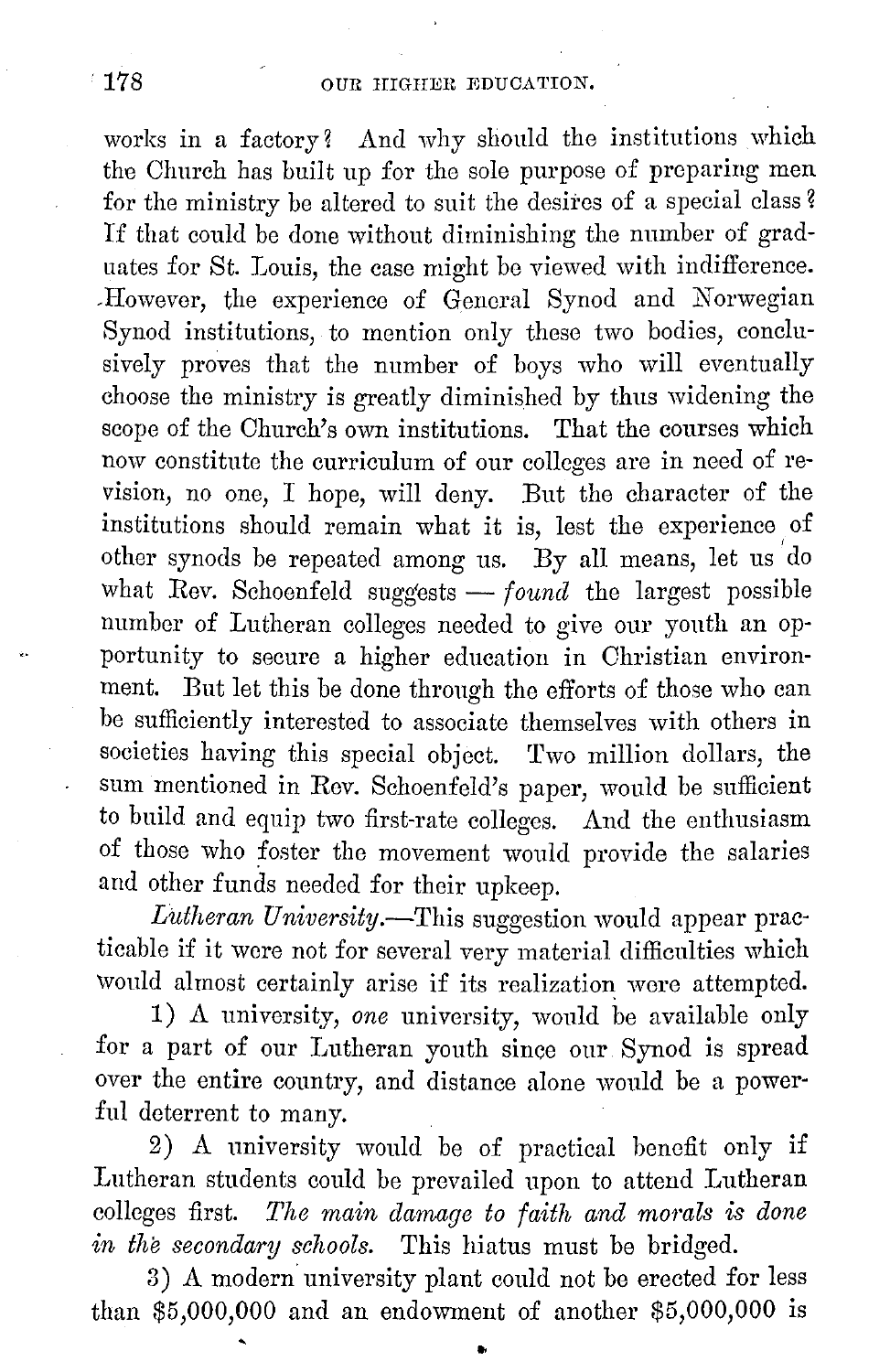works in a factory? And why should the institutions which the Church has built up for the sole purpose of preparing men for the ministry be altered to suit the desires of a special class? If that could be done without diminishing the number of graduates for St. Louis, the case might be viewed with indifference. However, the experience of General Synod and Norwegian Synod institutions, to mention only these two bodies, conclusively proves that the number of boys who will eventually choose the ministry is greatly diminished by thus widening the scope of the Church's own institutions. That the courses which now constitute the curriculum of our colleges are in need of revision, no one, I hope, will deny. But the character of the institutions should remain what it is, lest the experience of other synods be repeated among us. By all means, let us do what Rev. Schoenfeld suggests — *found* the largest possible number of Lutheran colleges needed to give our youth an opportunity to secure a higher education in Christian environment. But let this be done through the efforts of those who can be sufficiently interested to associate themselves with others in societies having this special object. Two million dollars, the sum mentioned in Rev. Schoenfeld's paper, would be sufficient to build and equip two first-rate colleges. And the enthusiasm of those who foster the movement would provide the salaries and other funds needed for their upkeep.

*Lutheran University.*—This suggestion would appear practicable if it were not for several very material difficulties which would almost certainly arise if its realization were attempted.

1) A university, *one* university, would be available only for a part of our Lutheran youth since our Synod is spread over the entire country, and distance alone would be a powerful deterrent to many.

2) A university would be of practical benefit only if Lutheran students could be prevailed upon to attend Lutheran colleges first. *The main damage to faith and morals is done in the secondary schools.* This hiatus must be bridged.

3) A modern university plant could not be erected for less than $5,000,000 and an endowment of another $5,000,000 is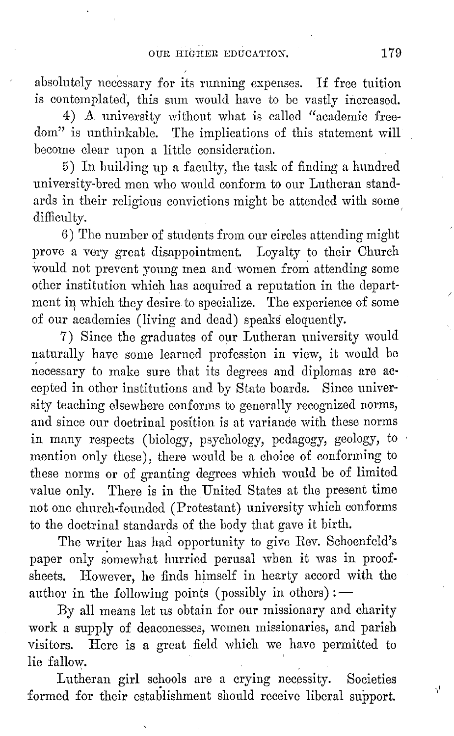absolutely necessary for its running expenses. If free tuition is contemplated, this sum would have to be vastly increased.

4) A university without what is called "academic freedom" is unthinkable. The implications of this statement will become clear upon a little consideration.

5) In building up a faculty, the task of finding a hundred university-bred men who would conform to our Lutheran standards in their religious convictions might be attended with some difficulty.

6) The number of students from our circles attending might prove a very great disappointment. Loyalty to their Church would not prevent young men and women from attending some other institution which has acquired a reputation in the department in which they desire to specialize. The experience of some of our academies (living and dead) speaks eloquently.

7) Since the graduates of our Lutheran university would naturally have some learned profession in view, it would be necessary to make sure that its degrees and diplomas are accepted in other institutions and by State boards. Since university teaching elsewhere conforms to generally recognized norms, and since our doctrinal position is at variance with these norms in many respects (biology, psychology, pedagogy, geology, to mention only these), there would be a choice of conforming to these norms or of granting degrees which would be of limited value only. There is in the United States at the present time not one church-founded (Protestant) university which conforms to the doctrinal standards of the body that gave it birth.

The writer has had opportunity to give Rev. Schoenfeld's paper only somewhat hurried perusal when it was in proof-sheets. However, he finds himself in hearty accord with the author in the following points (possibly in others): —

By all means let us obtain for our missionary and charity work a supply of deaconesses, women missionaries, and parish visitors. Here is a great field which we have permitted to lie fallow.

Lutheran girl schools are a crying necessity. Societies formed for their establishment should receive liberal support.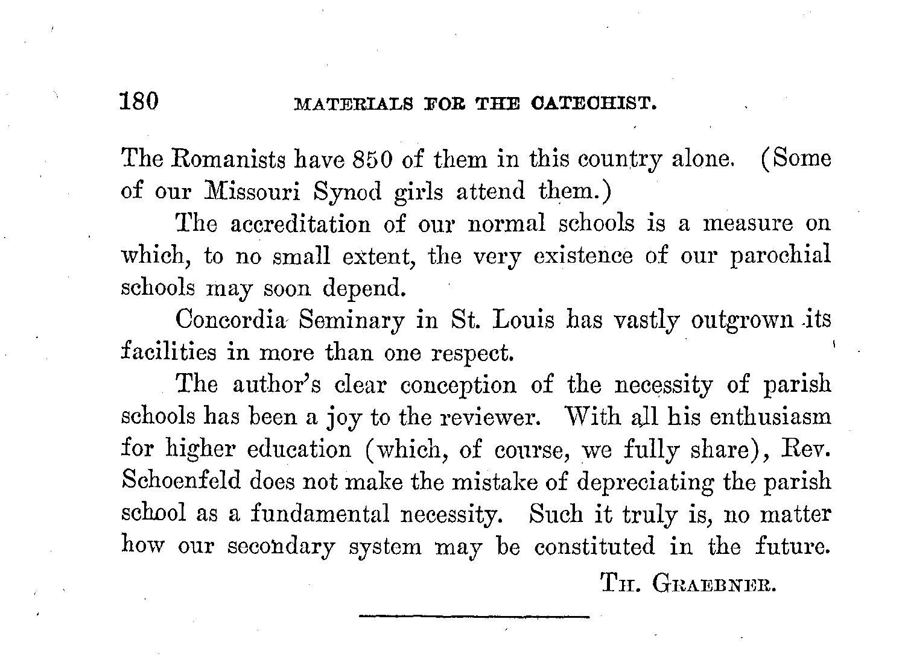The Romanists have 850 of them in this country alone. (Some of our Missouri Synod girls attend them.)

The accreditation of our normal schools is a measure on which, to no small extent, the very existence of our parochial schools may soon depend.

Concordia Seminary in St. Louis has vastly outgrown its facilities in more than one respect.

The author's clear conception of the necessity of parish schools has been a joy to the reviewer. With all his enthusiasm for higher education (which, of course, we fully share), Rev. Schoenfeld does not make the mistake of depreciating the parish school as a fundamental necessity. Such it truly is, no matter how our secondary system may be constituted in the future.

TH. GRAEBNER.

---